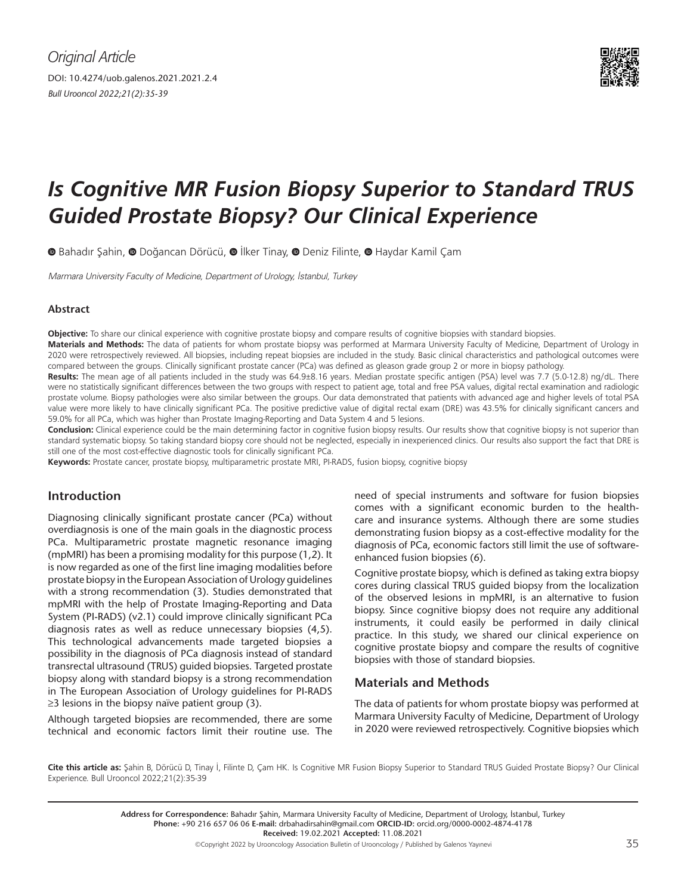*Original Article*

DOI: 10.4274/uob.galenos.2021.2021.2.4

# Is Cognitive MR Fusion Biopsy Superior to Standard TRUS Guided Prostate Biopsy? Our Clinical Experience

Bahadır Şahin, Doğancan Dörücü, İlker Tinay, Deniz Filinte, Haydar Kamil Çam

*Marmara University Faculty of Medicine, Department of Urology, İstanbul, Turkey*

### Abstract

**Objective:** To share our clinical experience with cognitive prostate biopsy and compare results of cognitive biopsies with standard biopsies.

**Materials and Methods:** The data of patients for whom prostate biopsy was performed at Marmara University Faculty of Medicine, Department of Urology in 2020 were retrospectively reviewed. All biopsies, including repeat biopsies are included in the study. Basic clinical characteristics and pathological outcomes were compared between the groups. Clinically significant prostate cancer (PCa) was defined as gleason grade group 2 or more in biopsy pathology.

**Results:** The mean age of all patients included in the study was 64.9±8.16 years. Median prostate specific antigen (PSA) level was 7.7 (5.0-12.8) ng/dL. There were no statistically significant differences between the two groups with respect to patient age, total and free PSA values, digital rectal examination and radiologic prostate volume. Biopsy pathologies were also similar between the groups. Our data demonstrated that patients with advanced age and higher levels of total PSA value were more likely to have clinically significant PCa. The positive predictive value of digital rectal exam (DRE) was 43.5% for clinically significant cancers and 59.0% for all PCa, which was higher than Prostate Imaging-Reporting and Data System 4 and 5 lesions.

**Conclusion:** Clinical experience could be the main determining factor in cognitive fusion biopsy results. Our results show that cognitive biopsy is not superior than standard systematic biopsy. So taking standard biopsy core should not be neglected, especially in inexperienced clinics. Our results also support the fact that DRE is still one of the most cost-effective diagnostic tools for clinically significant PCa.

**Keywords:** Prostate cancer, prostate biopsy, multiparametric prostate MRI, PI-RADS, fusion biopsy, cognitive biopsy

## Introduction

Diagnosing clinically significant prostate cancer (PCa) without overdiagnosis is one of the main goals in the diagnostic process PCa. Multiparametric prostate magnetic resonance imaging (mpMRI) has been a promising modality for this purpose (1,2). It is now regarded as one of the first line imaging modalities before prostate biopsy in the European Association of Urology guidelines with a strong recommendation (3). Studies demonstrated that mpMRI with the help of Prostate Imaging-Reporting and Data System (PI-RADS) (v2.1) could improve clinically significant PCa diagnosis rates as well as reduce unnecessary biopsies (4,5). This technological advancements made targeted biopsies a possibility in the diagnosis of PCa diagnosis instead of standard transrectal ultrasound (TRUS) guided biopsies. Targeted prostate biopsy along with standard biopsy is a strong recommendation in The European Association of Urology guidelines for PI-RADS ≥3 lesions in the biopsy naïve patient group (3).

Although targeted biopsies are recommended, there are some technical and economic factors limit their routine use. The need of special instruments and software for fusion biopsies comes with a significant economic burden to the health-care and insurance systems. Although there are some studies demonstrating fusion biopsy as a cost-effective modality for the diagnosis of PCa, economic factors still limit the use of software-enhanced fusion biopsies (6).

Cognitive prostate biopsy, which is defined as taking extra biopsy cores during classical TRUS guided biopsy from the localization of the observed lesions in mpMRI, is an alternative to fusion biopsy. Since cognitive biopsy does not require any additional instruments, it could easily be performed in daily clinical practice. In this study, we shared our clinical experience on cognitive prostate biopsy and compare the results of cognitive biopsies with those of standard biopsies.

## Materials and Methods

The data of patients for whom prostate biopsy was performed at Marmara University Faculty of Medicine, Department of Urology in 2020 were reviewed retrospectively. Cognitive biopsies which

**Cite this article as:** Şahin B, Dörücü D, Tinay İ, Filinte D, Çam HK. Is Cognitive MR Fusion Biopsy Superior to Standard TRUS Guided Prostate Biopsy? Our Clinical Experience. Bull Urooncol 2022;21(2):35-39

**Address for Correspondence:** Bahadır Şahin, Marmara University Faculty of Medicine, Department of Urology, İstanbul, Turkey
**Phone:** +90 216 657 06 06 **E-mail:** drbahadirsahin@gmail.com **ORCID-ID:** orcid.org/0000-0002-4874-4178
**Received:** 19.02.2021 **Accepted:** 11.08.2021

©Copyright 2022 by Urooncology Association Bulletin of Urooncology / Published by Galenos Yayınevi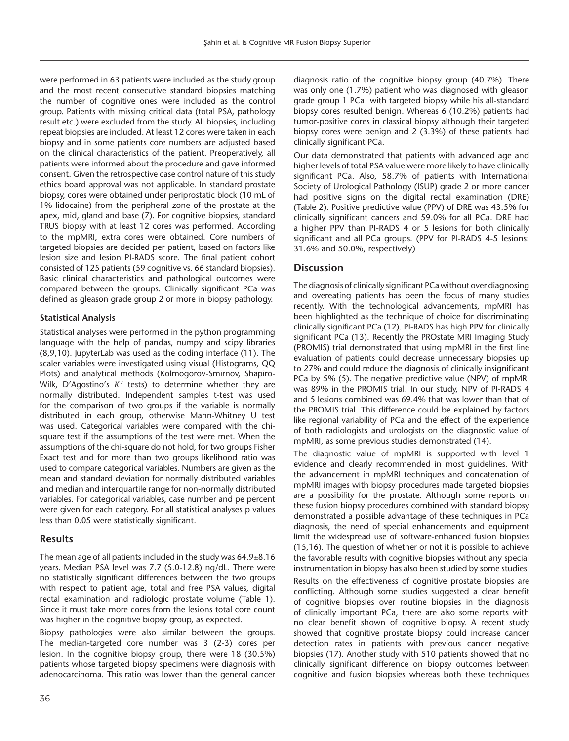were performed in 63 patients were included as the study group and the most recent consecutive standard biopsies matching the number of cognitive ones were included as the control group. Patients with missing critical data (total PSA, pathology result etc.) were excluded from the study. All biopsies, including repeat biopsies are included. At least 12 cores were taken in each biopsy and in some patients core numbers are adjusted based on the clinical characteristics of the patient. Preoperatively, all patients were informed about the procedure and gave informed consent. Given the retrospective case control nature of this study ethics board approval was not applicable. In standard prostate biopsy, cores were obtained under periprostatic block (10 mL of 1% lidocaine) from the peripheral zone of the prostate at the apex, mid, gland and base (7). For cognitive biopsies, standard TRUS biopsy with at least 12 cores was performed. According to the mpMRI, extra cores were obtained. Core numbers of targeted biopsies are decided per patient, based on factors like lesion size and lesion PI-RADS score. The final patient cohort consisted of 125 patients (59 cognitive vs. 66 standard biopsies). Basic clinical characteristics and pathological outcomes were compared between the groups. Clinically significant PCa was defined as gleason grade group 2 or more in biopsy pathology.

### Statistical Analysis

Statistical analyses were performed in the python programming language with the help of pandas, numpy and scipy libraries (8,9,10). JupyterLab was used as the coding interface (11). The scaler variables were investigated using visual (Histograms, QQ Plots) and analytical methods (Kolmogorov-Smirnov, Shapiro-Wilk, D'Agostino's $K^2$ tests) to determine whether they are normally distributed. Independent samples t-test was used for the comparison of two groups if the variable is normally distributed in each group, otherwise Mann-Whitney U test was used. Categorical variables were compared with the chi-square test if the assumptions of the test were met. When the assumptions of the chi-square do not hold, for two groups Fisher Exact test and for more than two groups likelihood ratio was used to compare categorical variables. Numbers are given as the mean and standard deviation for normally distributed variables and median and interquartile range for non-normally distributed variables. For categorical variables, case number and pe percent were given for each category. For all statistical analyses p values less than 0.05 were statistically significant.

## Results

The mean age of all patients included in the study was 64.9±8.16 years. Median PSA level was 7.7 (5.0-12.8) ng/dL. There were no statistically significant differences between the two groups with respect to patient age, total and free PSA values, digital rectal examination and radiologic prostate volume (Table 1). Since it must take more cores from the lesions total core count was higher in the cognitive biopsy group, as expected.

Biopsy pathologies were also similar between the groups. The median-targeted core number was 3 (2-3) cores per lesion. In the cognitive biopsy group, there were 18 (30.5%) patients whose targeted biopsy specimens were diagnosis with adenocarcinoma. This ratio was lower than the general cancer diagnosis ratio of the cognitive biopsy group (40.7%). There was only one (1.7%) patient who was diagnosed with gleason grade group 1 PCa with targeted biopsy while his all-standard biopsy cores resulted benign. Whereas 6 (10.2%) patients had tumor-positive cores in classical biopsy although their targeted biopsy cores were benign and 2 (3.3%) of these patients had clinically significant PCa.

Our data demonstrated that patients with advanced age and higher levels of total PSA value were more likely to have clinically significant PCa. Also, 58.7% of patients with International Society of Urological Pathology (ISUP) grade 2 or more cancer had positive signs on the digital rectal examination (DRE) (Table 2). Positive predictive value (PPV) of DRE was 43.5% for clinically significant cancers and 59.0% for all PCa. DRE had a higher PPV than PI-RADS 4 or 5 lesions for both clinically significant and all PCa groups. (PPV for PI-RADS 4-5 lesions: 31.6% and 50.0%, respectively)

## Discussion

The diagnosis of clinically significant PCa without over diagnosing and overeating patients has been the focus of many studies recently. With the technological advancements, mpMRI has been highlighted as the technique of choice for discriminating clinically significant PCa (12). PI-RADS has high PPV for clinically significant PCa (13). Recently the PROstate MRI Imaging Study (PROMIS) trial demonstrated that using mpMRI in the first line evaluation of patients could decrease unnecessary biopsies up to 27% and could reduce the diagnosis of clinically insignificant PCa by 5% (5). The negative predictive value (NPV) of mpMRI was 89% in the PROMIS trial. In our study, NPV of PI-RADS 4 and 5 lesions combined was 69.4% that was lower than that of the PROMIS trial. This difference could be explained by factors like regional variability of PCa and the effect of the experience of both radiologists and urologists on the diagnostic value of mpMRI, as some previous studies demonstrated (14).

The diagnostic value of mpMRI is supported with level 1 evidence and clearly recommended in most guidelines. With the advancement in mpMRI techniques and concatenation of mpMRI images with biopsy procedures made targeted biopsies are a possibility for the prostate. Although some reports on these fusion biopsy procedures combined with standard biopsy demonstrated a possible advantage of these techniques in PCa diagnosis, the need of special enhancements and equipment limit the widespread use of software-enhanced fusion biopsies (15,16). The question of whether or not it is possible to achieve the favorable results with cognitive biopsies without any special instrumentation in biopsy has also been studied by some studies.

Results on the effectiveness of cognitive prostate biopsies are conflicting. Although some studies suggested a clear benefit of cognitive biopsies over routine biopsies in the diagnosis of clinically important PCa, there are also some reports with no clear benefit shown of cognitive biopsy. A recent study showed that cognitive prostate biopsy could increase cancer detection rates in patients with previous cancer negative biopsies (17). Another study with 510 patients showed that no clinically significant difference on biopsy outcomes between cognitive and fusion biopsies whereas both these techniques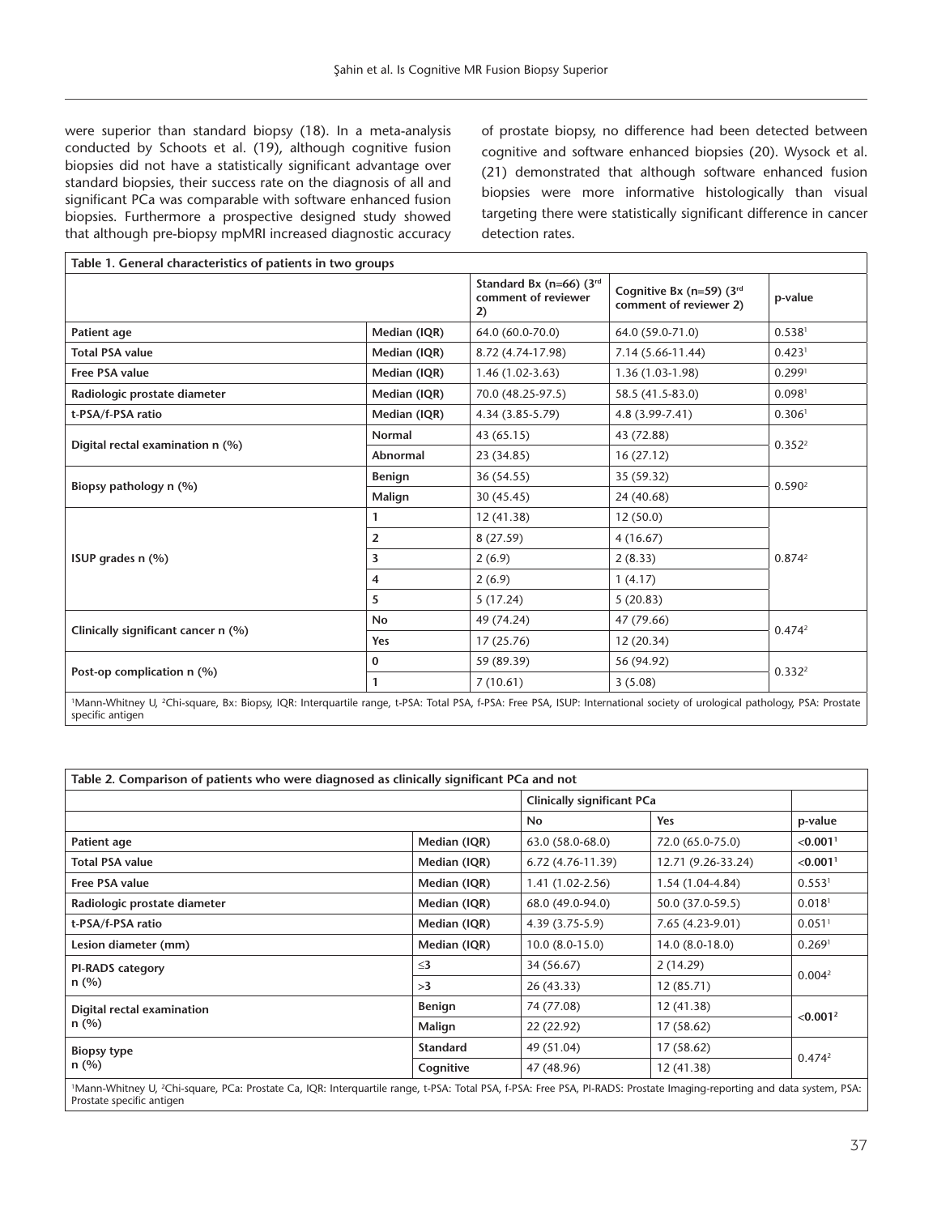were superior than standard biopsy (18). In a meta-analysis conducted by Schoots et al. (19), although cognitive fusion biopsies did not have a statistically significant advantage over standard biopsies, their success rate on the diagnosis of all and significant PCa was comparable with software enhanced fusion biopsies. Furthermore a prospective designed study showed that although pre-biopsy mpMRI increased diagnostic accuracy of prostate biopsy, no difference had been detected between cognitive and software enhanced biopsies (20). Wysock et al. (21) demonstrated that although software enhanced fusion biopsies were more informative histologically than visual targeting there were statistically significant difference in cancer detection rates.

**Table 1. General characteristics of patients in two groups**

| | | Standard Bx (n=66) (3rd comment of reviewer 2) | Cognitive Bx (n=59) (3rd comment of reviewer 2) | p-value |
|---|---|---|---|---|
| **Patient age** | **Median (IQR)** | 64.0 (60.0-70.0) | 64.0 (59.0-71.0) | 0.538[1] |
| **Total PSA value** | **Median (IQR)** | 8.72 (4.74-17.98) | 7.14 (5.66-11.44) | 0.423[1] |
| **Free PSA value** | **Median (IQR)** | 1.46 (1.02-3.63) | 1.36 (1.03-1.98) | 0.299[1] |
| **Radiologic prostate diameter** | **Median (IQR)** | 70.0 (48.25-97.5) | 58.5 (41.5-83.0) | 0.098[1] |
| **t-PSA/f-PSA ratio** | **Median (IQR)** | 4.34 (3.85-5.79) | 4.8 (3.99-7.41) | 0.306[1] |
| **Digital rectal examination n (%)** | **Normal** | 43 (65.15) | 43 (72.88) | 0.352[2] |
| | **Abnormal** | 23 (34.85) | 16 (27.12) | |
| **Biopsy pathology n (%)** | **Benign** | 36 (54.55) | 35 (59.32) | 0.590[2] |
| | **Malign** | 30 (45.45) | 24 (40.68) | |
| **ISUP grades n (%)** | **1** | 12 (41.38) | 12 (50.0) | 0.874[2] |
| | **2** | 8 (27.59) | 4 (16.67) | |
| | **3** | 2 (6.9) | 2 (8.33) | |
| | **4** | 2 (6.9) | 1 (4.17) | |
| | **5** | 5 (17.24) | 5 (20.83) | |
| **Clinically significant cancer n (%)** | **No** | 49 (74.24) | 47 (79.66) | 0.474[2] |
| | **Yes** | 17 (25.76) | 12 (20.34) | |
| **Post-op complication n (%)** | **0** | 59 (89.39) | 56 (94.92) | 0.332[2] |
| | **1** | 7 (10.61) | 3 (5.08) | |

[1]Mann-Whitney U, [2]Chi-square, Bx: Biopsy, IQR: Interquartile range, t-PSA: Total PSA, f-PSA: Free PSA, ISUP: International society of urological pathology, PSA: Prostate specific antigen

**Table 2. Comparison of patients who were diagnosed as clinically significant PCa and not**

| | | Clinically significant PCa | | |
|---|---|---|---|---|
| | | **No** | **Yes** | **p-value** |
| **Patient age** | **Median (IQR)** | 63.0 (58.0-68.0) | 72.0 (65.0-75.0) | **<0.001**[1] |
| **Total PSA value** | **Median (IQR)** | 6.72 (4.76-11.39) | 12.71 (9.26-33.24) | **<0.001**[1] |
| **Free PSA value** | **Median (IQR)** | 1.41 (1.02-2.56) | 1.54 (1.04-4.84) | 0.553[1] |
| **Radiologic prostate diameter** | **Median (IQR)** | 68.0 (49.0-94.0) | 50.0 (37.0-59.5) | 0.018[1] |
| **t-PSA/f-PSA ratio** | **Median (IQR)** | 4.39 (3.75-5.9) | 7.65 (4.23-9.01) | 0.051[1] |
| **Lesion diameter (mm)** | **Median (IQR)** | 10.0 (8.0-15.0) | 14.0 (8.0-18.0) | 0.269[1] |
| **PI-RADS category n (%)** | **≤3** | 34 (56.67) | 2 (14.29) | 0.004[2] |
| | **>3** | 26 (43.33) | 12 (85.71) | |
| **Digital rectal examination n (%)** | **Benign** | 74 (77.08) | 12 (41.38) | **<0.001**[2] |
| | **Malign** | 22 (22.92) | 17 (58.62) | |
| **Biopsy type n (%)** | **Standard** | 49 (51.04) | 17 (58.62) | 0.474[2] |
| | **Cognitive** | 47 (48.96) | 12 (41.38) | |

[1]Mann-Whitney U, [2]Chi-square, PCa: Prostate Ca, IQR: Interquartile range, t-PSA: Total PSA, f-PSA: Free PSA, PI-RADS: Prostate Imaging-reporting and data system, PSA: Prostate specific antigen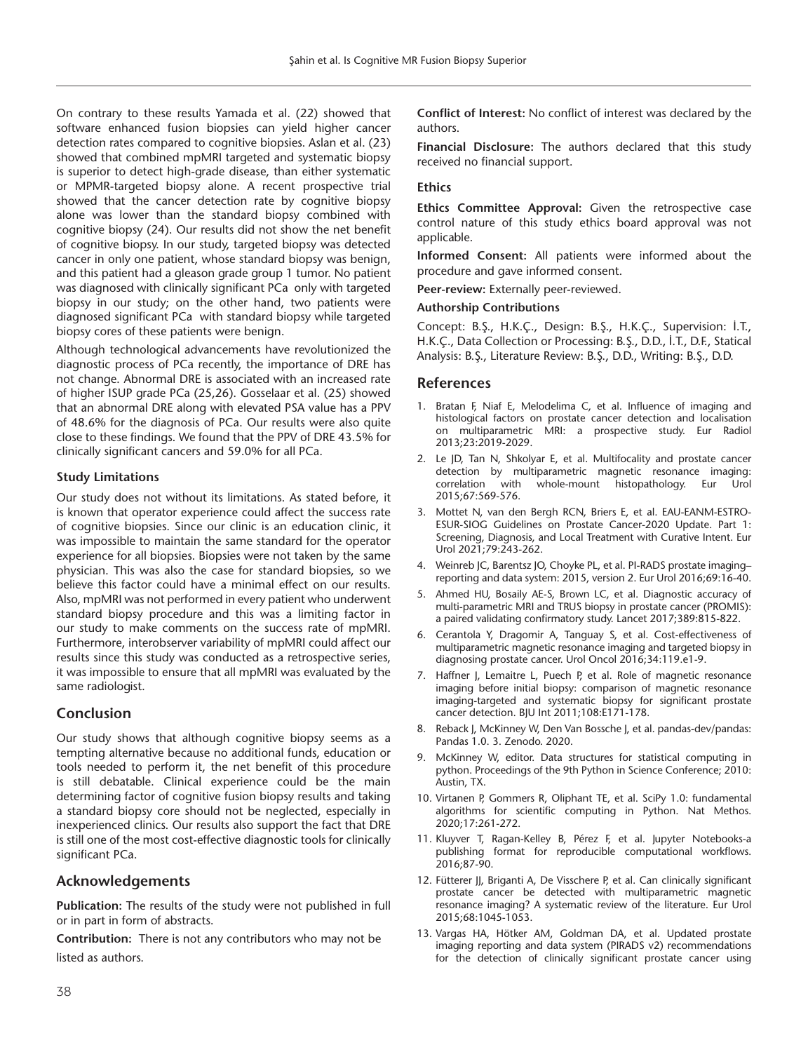On contrary to these results Yamada et al. (22) showed that software enhanced fusion biopsies can yield higher cancer detection rates compared to cognitive biopsies. Aslan et al. (23) showed that combined mpMRI targeted and systematic biopsy is superior to detect high-grade disease, than either systematic or MPMR-targeted biopsy alone. A recent prospective trial showed that the cancer detection rate by cognitive biopsy alone was lower than the standard biopsy combined with cognitive biopsy (24). Our results did not show the net benefit of cognitive biopsy. In our study, targeted biopsy was detected cancer in only one patient, whose standard biopsy was benign, and this patient had a gleason grade group 1 tumor. No patient was diagnosed with clinically significant PCa only with targeted biopsy in our study; on the other hand, two patients were diagnosed significant PCa with standard biopsy while targeted biopsy cores of these patients were benign.

Although technological advancements have revolutionized the diagnostic process of PCa recently, the importance of DRE has not change. Abnormal DRE is associated with an increased rate of higher ISUP grade PCa (25,26). Gosselaar et al. (25) showed that an abnormal DRE along with elevated PSA value has a PPV of 48.6% for the diagnosis of PCa. Our results were also quite close to these findings. We found that the PPV of DRE 43.5% for clinically significant cancers and 59.0% for all PCa.

### Study Limitations

Our study does not without its limitations. As stated before, it is known that operator experience could affect the success rate of cognitive biopsies. Since our clinic is an education clinic, it was impossible to maintain the same standard for the operator experience for all biopsies. Biopsies were not taken by the same physician. This was also the case for standard biopsies, so we believe this factor could have a minimal effect on our results. Also, mpMRI was not performed in every patient who underwent standard biopsy procedure and this was a limiting factor in our study to make comments on the success rate of mpMRI. Furthermore, interobserver variability of mpMRI could affect our results since this study was conducted as a retrospective series, it was impossible to ensure that all mpMRI was evaluated by the same radiologist.

## Conclusion

Our study shows that although cognitive biopsy seems as a tempting alternative because no additional funds, education or tools needed to perform it, the net benefit of this procedure is still debatable. Clinical experience could be the main determining factor of cognitive fusion biopsy results and taking a standard biopsy core should not be neglected, especially in inexperienced clinics. Our results also support the fact that DRE is still one of the most cost-effective diagnostic tools for clinically significant PCa.

## Acknowledgements

**Publication:** The results of the study were not published in full or in part in form of abstracts.

**Contribution:** There is not any contributors who may not be listed as authors.

**Conflict of Interest:** No conflict of interest was declared by the authors.

**Financial Disclosure:** The authors declared that this study received no financial support.

### Ethics

**Ethics Committee Approval:** Given the retrospective case control nature of this study ethics board approval was not applicable.

**Informed Consent:** All patients were informed about the procedure and gave informed consent.

**Peer-review:** Externally peer-reviewed.

### Authorship Contributions

Concept: B.Ş., H.K.Ç., Design: B.Ş., H.K.Ç., Supervision: İ.T., H.K.Ç., Data Collection or Processing: B.Ş., D.D., İ.T., D.F., Statical Analysis: B.Ş., Literature Review: B.Ş., D.D., Writing: B.Ş., D.D.

## References

1. Bratan F, Niaf E, Melodelima C, et al. Influence of imaging and histological factors on prostate cancer detection and localisation on multiparametric MRI: a prospective study. Eur Radiol 2013;23:2019-2029.
2. Le JD, Tan N, Shkolyar E, et al. Multifocality and prostate cancer detection by multiparametric magnetic resonance imaging: correlation with whole-mount histopathology. Eur Urol 2015;67:569-576.
3. Mottet N, van den Bergh RCN, Briers E, et al. EAU-EANM-ESTRO-ESUR-SIOG Guidelines on Prostate Cancer-2020 Update. Part 1: Screening, Diagnosis, and Local Treatment with Curative Intent. Eur Urol 2021;79:243-262.
4. Weinreb JC, Barentsz JO, Choyke PL, et al. PI-RADS prostate imaging–reporting and data system: 2015, version 2. Eur Urol 2016;69:16-40.
5. Ahmed HU, Bosaily AE-S, Brown LC, et al. Diagnostic accuracy of multi-parametric MRI and TRUS biopsy in prostate cancer (PROMIS): a paired validating confirmatory study. Lancet 2017;389:815-822.
6. Cerantola Y, Dragomir A, Tanguay S, et al. Cost-effectiveness of multiparametric magnetic resonance imaging and targeted biopsy in diagnosing prostate cancer. Urol Oncol 2016;34:119.e1-9.
7. Haffner J, Lemaitre L, Puech P, et al. Role of magnetic resonance imaging before initial biopsy: comparison of magnetic resonance imaging-targeted and systematic biopsy for significant prostate cancer detection. BJU Int 2011;108:E171-178.
8. Reback J, McKinney W, Den Van Bossche J, et al. pandas-dev/pandas: Pandas 1.0. 3. Zenodo. 2020.
9. McKinney W, editor. Data structures for statistical computing in python. Proceedings of the 9th Python in Science Conference; 2010: Austin, TX.
10. Virtanen P, Gommers R, Oliphant TE, et al. SciPy 1.0: fundamental algorithms for scientific computing in Python. Nat Methos. 2020;17:261-272.
11. Kluyver T, Ragan-Kelley B, Pérez F, et al. Jupyter Notebooks-a publishing format for reproducible computational workflows. 2016;87-90.
12. Fütterer JJ, Briganti A, De Visschere P, et al. Can clinically significant prostate cancer be detected with multiparametric magnetic resonance imaging? A systematic review of the literature. Eur Urol 2015;68:1045-1053.
13. Vargas HA, Hötker AM, Goldman DA, et al. Updated prostate imaging reporting and data system (PIRADS v2) recommendations for the detection of clinically significant prostate cancer using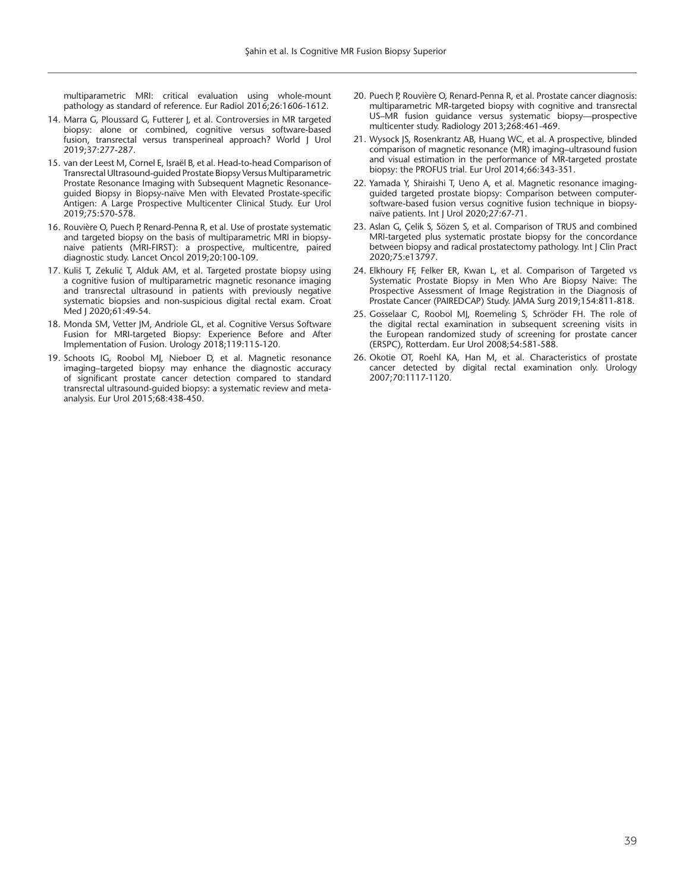multiparametric MRI: critical evaluation using whole-mount pathology as standard of reference. Eur Radiol 2016;26:1606-1612.

14. Marra G, Ploussard G, Futterer J, et al. Controversies in MR targeted biopsy: alone or combined, cognitive versus software-based fusion, transrectal versus transperineal approach? World J Urol 2019;37:277-287.
15. van der Leest M, Cornel E, Israël B, et al. Head-to-head Comparison of Transrectal Ultrasound-guided Prostate Biopsy Versus Multiparametric Prostate Resonance Imaging with Subsequent Magnetic Resonance-guided Biopsy in Biopsy-naïve Men with Elevated Prostate-specific Antigen: A Large Prospective Multicenter Clinical Study. Eur Urol 2019;75:570-578.
16. Rouvière O, Puech P, Renard-Penna R, et al. Use of prostate systematic and targeted biopsy on the basis of multiparametric MRI in biopsy-naive patients (MRI-FIRST): a prospective, multicentre, paired diagnostic study. Lancet Oncol 2019;20:100-109.
17. Kuliš T, Zekulić T, Alduk AM, et al. Targeted prostate biopsy using a cognitive fusion of multiparametric magnetic resonance imaging and transrectal ultrasound in patients with previously negative systematic biopsies and non-suspicious digital rectal exam. Croat Med J 2020;61:49-54.
18. Monda SM, Vetter JM, Andriole GL, et al. Cognitive Versus Software Fusion for MRI-targeted Biopsy: Experience Before and After Implementation of Fusion. Urology 2018;119:115-120.
19. Schoots IG, Roobol MJ, Nieboer D, et al. Magnetic resonance imaging–targeted biopsy may enhance the diagnostic accuracy of significant prostate cancer detection compared to standard transrectal ultrasound-guided biopsy: a systematic review and meta-analysis. Eur Urol 2015;68:438-450.
20. Puech P, Rouvière O, Renard-Penna R, et al. Prostate cancer diagnosis: multiparametric MR-targeted biopsy with cognitive and transrectal US–MR fusion guidance versus systematic biopsy—prospective multicenter study. Radiology 2013;268:461-469.
21. Wysock JS, Rosenkrantz AB, Huang WC, et al. A prospective, blinded comparison of magnetic resonance (MR) imaging–ultrasound fusion and visual estimation in the performance of MR-targeted prostate biopsy: the PROFUS trial. Eur Urol 2014;66:343-351.
22. Yamada Y, Shiraishi T, Ueno A, et al. Magnetic resonance imaging-guided targeted prostate biopsy: Comparison between computer-software-based fusion versus cognitive fusion technique in biopsy-naïve patients. Int J Urol 2020;27:67-71.
23. Aslan G, Çelik S, Sözen S, et al. Comparison of TRUS and combined MRI-targeted plus systematic prostate biopsy for the concordance between biopsy and radical prostatectomy pathology. Int J Clin Pract 2020;75:e13797.
24. Elkhoury FF, Felker ER, Kwan L, et al. Comparison of Targeted vs Systematic Prostate Biopsy in Men Who Are Biopsy Naive: The Prospective Assessment of Image Registration in the Diagnosis of Prostate Cancer (PAIREDCAP) Study. JAMA Surg 2019;154:811-818.
25. Gosselaar C, Roobol MJ, Roemeling S, Schröder FH. The role of the digital rectal examination in subsequent screening visits in the European randomized study of screening for prostate cancer (ERSPC), Rotterdam. Eur Urol 2008;54:581-588.
26. Okotie OT, Roehl KA, Han M, et al. Characteristics of prostate cancer detected by digital rectal examination only. Urology 2007;70:1117-1120.